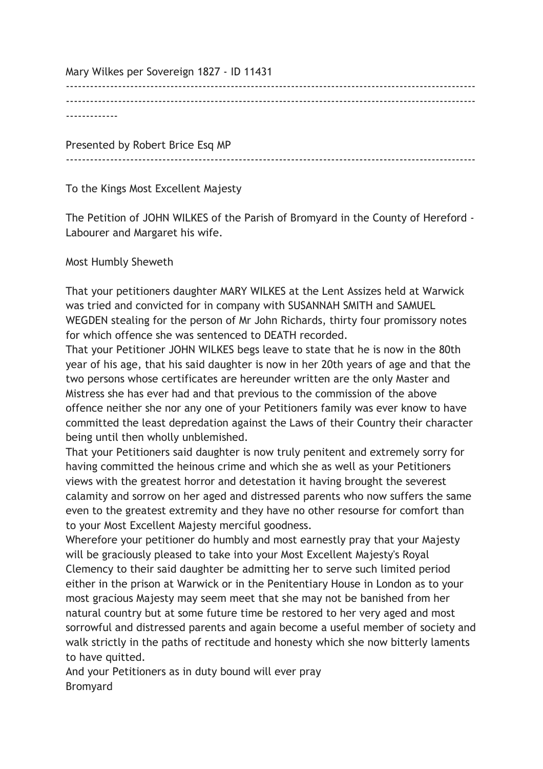Mary Wilkes per Sovereign 1827 - ID 11431

---

---

Presented by Robert Brice Esq MP

---

To the Kings Most Excellent Majesty

The Petition of JOHN WILKES of the Parish of Bromyard in the County of Hereford - Labourer and Margaret his wife.

Most Humbly Sheweth

That your petitioners daughter MARY WILKES at the Lent Assizes held at Warwick was tried and convicted for in company with SUSANNAH SMITH and SAMUEL WEGDEN stealing for the person of Mr John Richards, thirty four promissory notes for which offence she was sentenced to DEATH recorded.
That your Petitioner JOHN WILKES begs leave to state that he is now in the 80th year of his age, that his said daughter is now in her 20th years of age and that the two persons whose certificates are hereunder written are the only Master and Mistress she has ever had and that previous to the commission of the above offence neither she nor any one of your Petitioners family was ever know to have committed the least depredation against the Laws of their Country their character being until then wholly unblemished.
That your Petitioners said daughter is now truly penitent and extremely sorry for having committed the heinous crime and which she as well as your Petitioners views with the greatest horror and detestation it having brought the severest calamity and sorrow on her aged and distressed parents who now suffers the same even to the greatest extremity and they have no other resourse for comfort than to your Most Excellent Majesty merciful goodness.
Wherefore your petitioner do humbly and most earnestly pray that your Majesty will be graciously pleased to take into your Most Excellent Majesty's Royal Clemency to their said daughter be admitting her to serve such limited period either in the prison at Warwick or in the Penitentiary House in London as to your most gracious Majesty may seem meet that she may not be banished from her natural country but at some future time be restored to her very aged and most sorrowful and distressed parents and again become a useful member of society and walk strictly in the paths of rectitude and honesty which she now bitterly laments to have quitted.
And your Petitioners as in duty bound will ever pray
Bromyard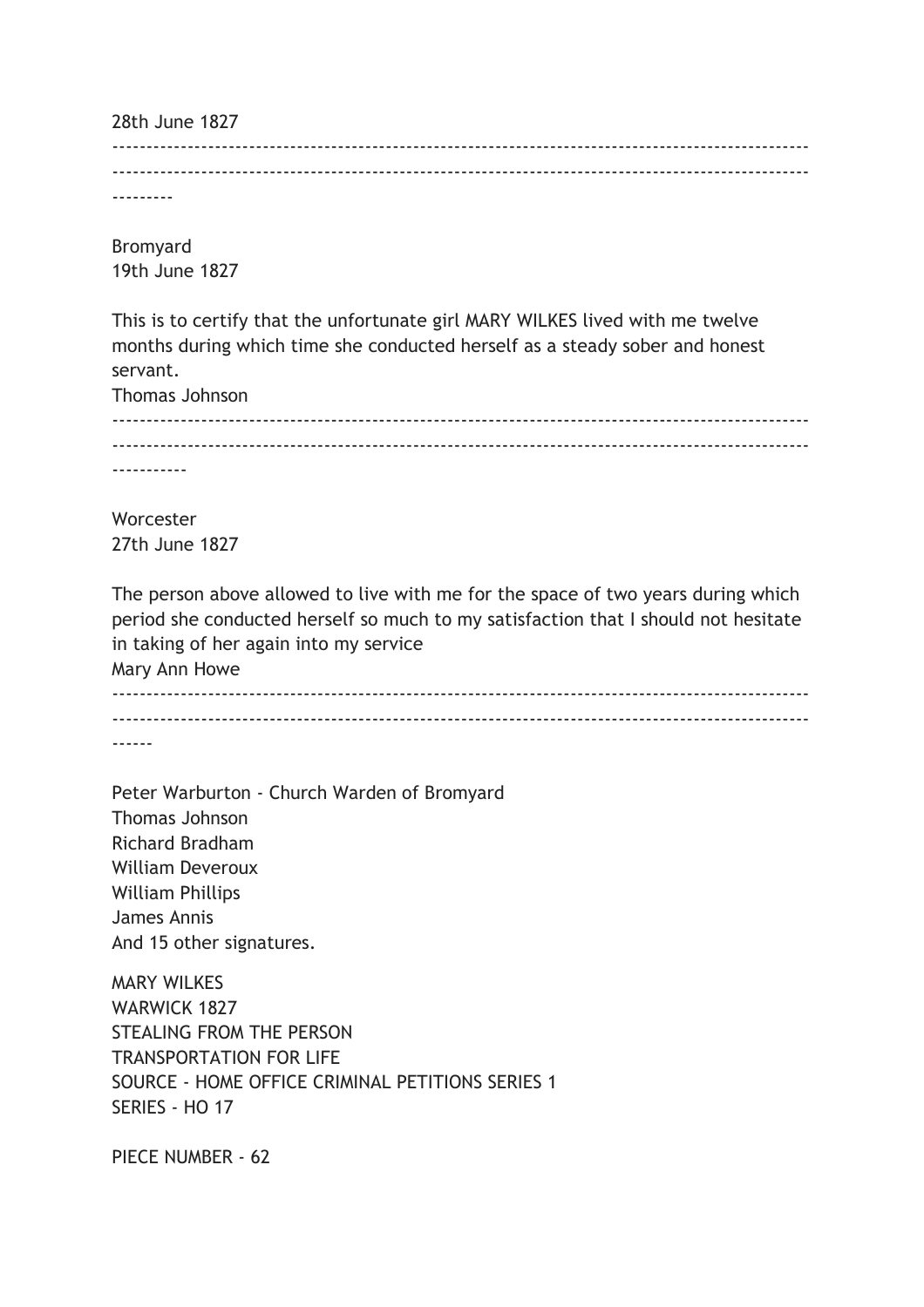28th June 1827

---

Bromyard
19th June 1827

This is to certify that the unfortunate girl MARY WILKES lived with me twelve months during which time she conducted herself as a steady sober and honest servant.
Thomas Johnson

---

Worcester
27th June 1827

The person above allowed to live with me for the space of two years during which period she conducted herself so much to my satisfaction that I should not hesitate in taking of her again into my service
Mary Ann Howe

---

Peter Warburton - Church Warden of Bromyard
Thomas Johnson
Richard Bradham
William Deveroux
William Phillips
James Annis
And 15 other signatures.

MARY WILKES
WARWICK 1827
STEALING FROM THE PERSON
TRANSPORTATION FOR LIFE
SOURCE - HOME OFFICE CRIMINAL PETITIONS SERIES 1
SERIES - HO 17

PIECE NUMBER - 62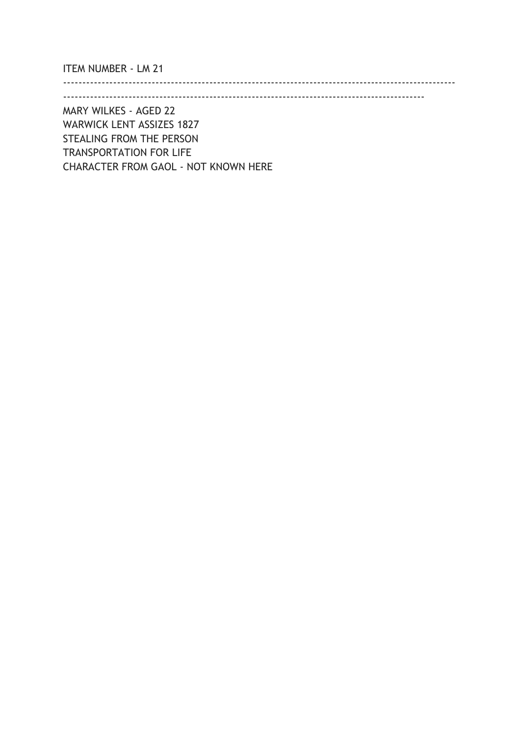ITEM NUMBER - LM 21

---

---

MARY WILKES - AGED 22
WARWICK LENT ASSIZES 1827
STEALING FROM THE PERSON
TRANSPORTATION FOR LIFE
CHARACTER FROM GAOL - NOT KNOWN HERE